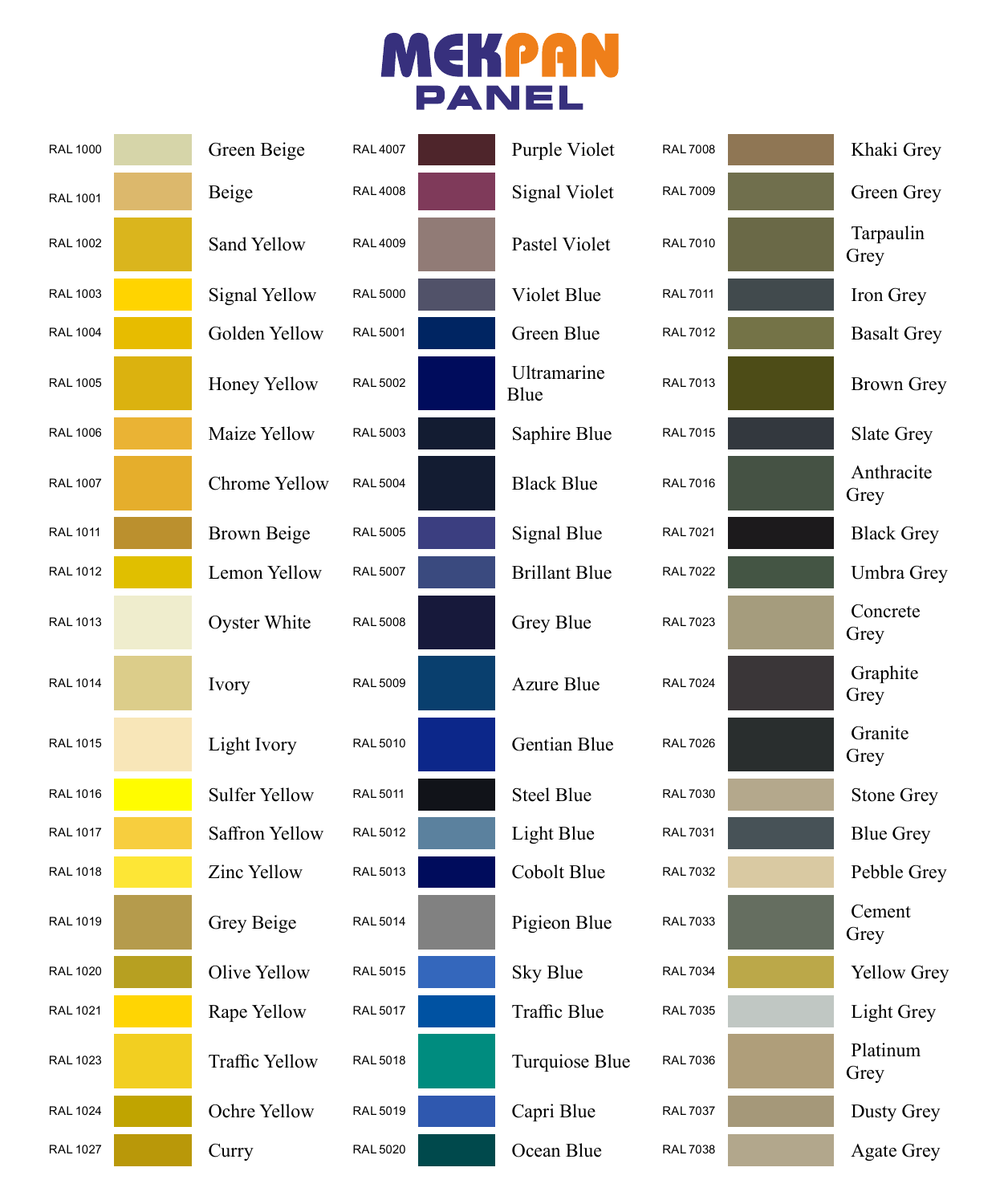# MEKPAN PANEL

| Code | Name | Code | Name | Code | Name |
|---|---|---|---|---|---|
| RAL 1000 | Green Beige | RAL 4007 | Purple Violet | RAL 7008 | Khaki Grey |
| RAL 1001 | Beige | RAL 4008 | Signal Violet | RAL 7009 | Green Grey |
| RAL 1002 | Sand Yellow | RAL 4009 | Pastel Violet | RAL 7010 | Tarpaulin Grey |
| RAL 1003 | Signal Yellow | RAL 5000 | Violet Blue | RAL 7011 | Iron Grey |
| RAL 1004 | Golden Yellow | RAL 5001 | Green Blue | RAL 7012 | Basalt Grey |
| RAL 1005 | Honey Yellow | RAL 5002 | Ultramarine Blue | RAL 7013 | Brown Grey |
| RAL 1006 | Maize Yellow | RAL 5003 | Saphire Blue | RAL 7015 | Slate Grey |
| RAL 1007 | Chrome Yellow | RAL 5004 | Black Blue | RAL 7016 | Anthracite Grey |
| RAL 1011 | Brown Beige | RAL 5005 | Signal Blue | RAL 7021 | Black Grey |
| RAL 1012 | Lemon Yellow | RAL 5007 | Brillant Blue | RAL 7022 | Umbra Grey |
| RAL 1013 | Oyster White | RAL 5008 | Grey Blue | RAL 7023 | Concrete Grey |
| RAL 1014 | Ivory | RAL 5009 | Azure Blue | RAL 7024 | Graphite Grey |
| RAL 1015 | Light Ivory | RAL 5010 | Gentian Blue | RAL 7026 | Granite Grey |
| RAL 1016 | Sulfer Yellow | RAL 5011 | Steel Blue | RAL 7030 | Stone Grey |
| RAL 1017 | Saffron Yellow | RAL 5012 | Light Blue | RAL 7031 | Blue Grey |
| RAL 1018 | Zinc Yellow | RAL 5013 | Cobolt Blue | RAL 7032 | Pebble Grey |
| RAL 1019 | Grey Beige | RAL 5014 | Pigieon Blue | RAL 7033 | Cement Grey |
| RAL 1020 | Olive Yellow | RAL 5015 | Sky Blue | RAL 7034 | Yellow Grey |
| RAL 1021 | Rape Yellow | RAL 5017 | Traffic Blue | RAL 7035 | Light Grey |
| RAL 1023 | Traffic Yellow | RAL 5018 | Turquiose Blue | RAL 7036 | Platinum Grey |
| RAL 1024 | Ochre Yellow | RAL 5019 | Capri Blue | RAL 7037 | Dusty Grey |
| RAL 1027 | Curry | RAL 5020 | Ocean Blue | RAL 7038 | Agate Grey |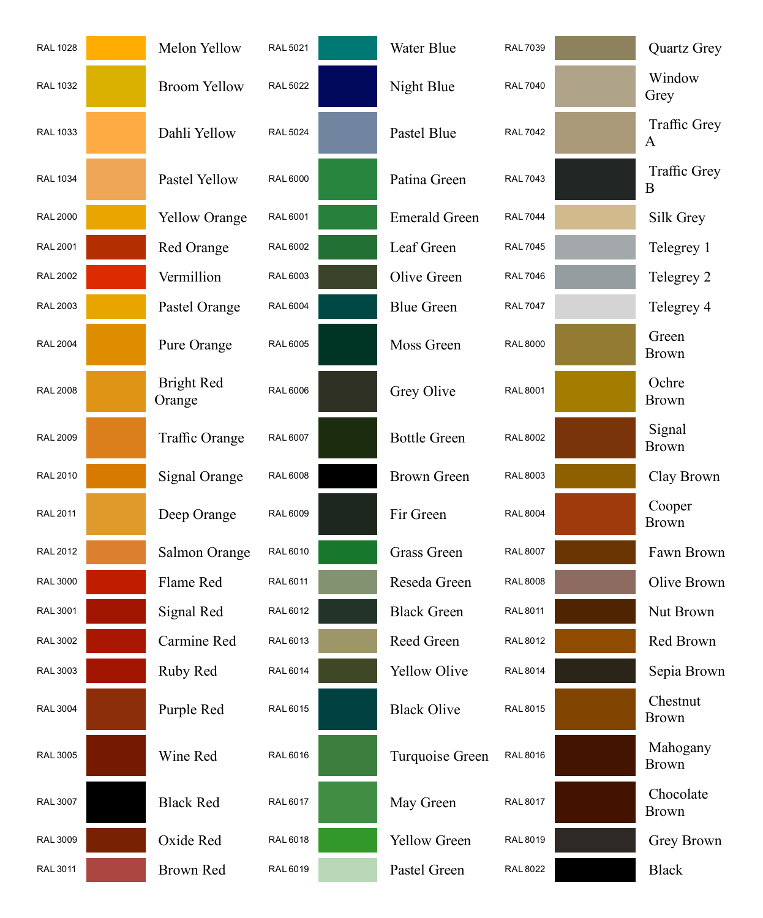| Code | Name | Code | Name | Code | Name |
|---|---|---|---|---|---|
| RAL 1028 | Melon Yellow | RAL 5021 | Water Blue | RAL 7039 | Quartz Grey |
| RAL 1032 | Broom Yellow | RAL 5022 | Night Blue | RAL 7040 | Window Grey |
| RAL 1033 | Dahli Yellow | RAL 5024 | Pastel Blue | RAL 7042 | Traffic Grey A |
| RAL 1034 | Pastel Yellow | RAL 6000 | Patina Green | RAL 7043 | Traffic Grey B |
| RAL 2000 | Yellow Orange | RAL 6001 | Emerald Green | RAL 7044 | Silk Grey |
| RAL 2001 | Red Orange | RAL 6002 | Leaf Green | RAL 7045 | Telegrey 1 |
| RAL 2002 | Vermillion | RAL 6003 | Olive Green | RAL 7046 | Telegrey 2 |
| RAL 2003 | Pastel Orange | RAL 6004 | Blue Green | RAL 7047 | Telegrey 4 |
| RAL 2004 | Pure Orange | RAL 6005 | Moss Green | RAL 8000 | Green Brown |
| RAL 2008 | Bright Red Orange | RAL 6006 | Grey Olive | RAL 8001 | Ochre Brown |
| RAL 2009 | Traffic Orange | RAL 6007 | Bottle Green | RAL 8002 | Signal Brown |
| RAL 2010 | Signal Orange | RAL 6008 | Brown Green | RAL 8003 | Clay Brown |
| RAL 2011 | Deep Orange | RAL 6009 | Fir Green | RAL 8004 | Cooper Brown |
| RAL 2012 | Salmon Orange | RAL 6010 | Grass Green | RAL 8007 | Fawn Brown |
| RAL 3000 | Flame Red | RAL 6011 | Reseda Green | RAL 8008 | Olive Brown |
| RAL 3001 | Signal Red | RAL 6012 | Black Green | RAL 8011 | Nut Brown |
| RAL 3002 | Carmine Red | RAL 6013 | Reed Green | RAL 8012 | Red Brown |
| RAL 3003 | Ruby Red | RAL 6014 | Yellow Olive | RAL 8014 | Sepia Brown |
| RAL 3004 | Purple Red | RAL 6015 | Black Olive | RAL 8015 | Chestnut Brown |
| RAL 3005 | Wine Red | RAL 6016 | Turquoise Green | RAL 8016 | Mahogany Brown |
| RAL 3007 | Black Red | RAL 6017 | May Green | RAL 8017 | Chocolate Brown |
| RAL 3009 | Oxide Red | RAL 6018 | Yellow Green | RAL 8019 | Grey Brown |
| RAL 3011 | Brown Red | RAL 6019 | Pastel Green | RAL 8022 | Black |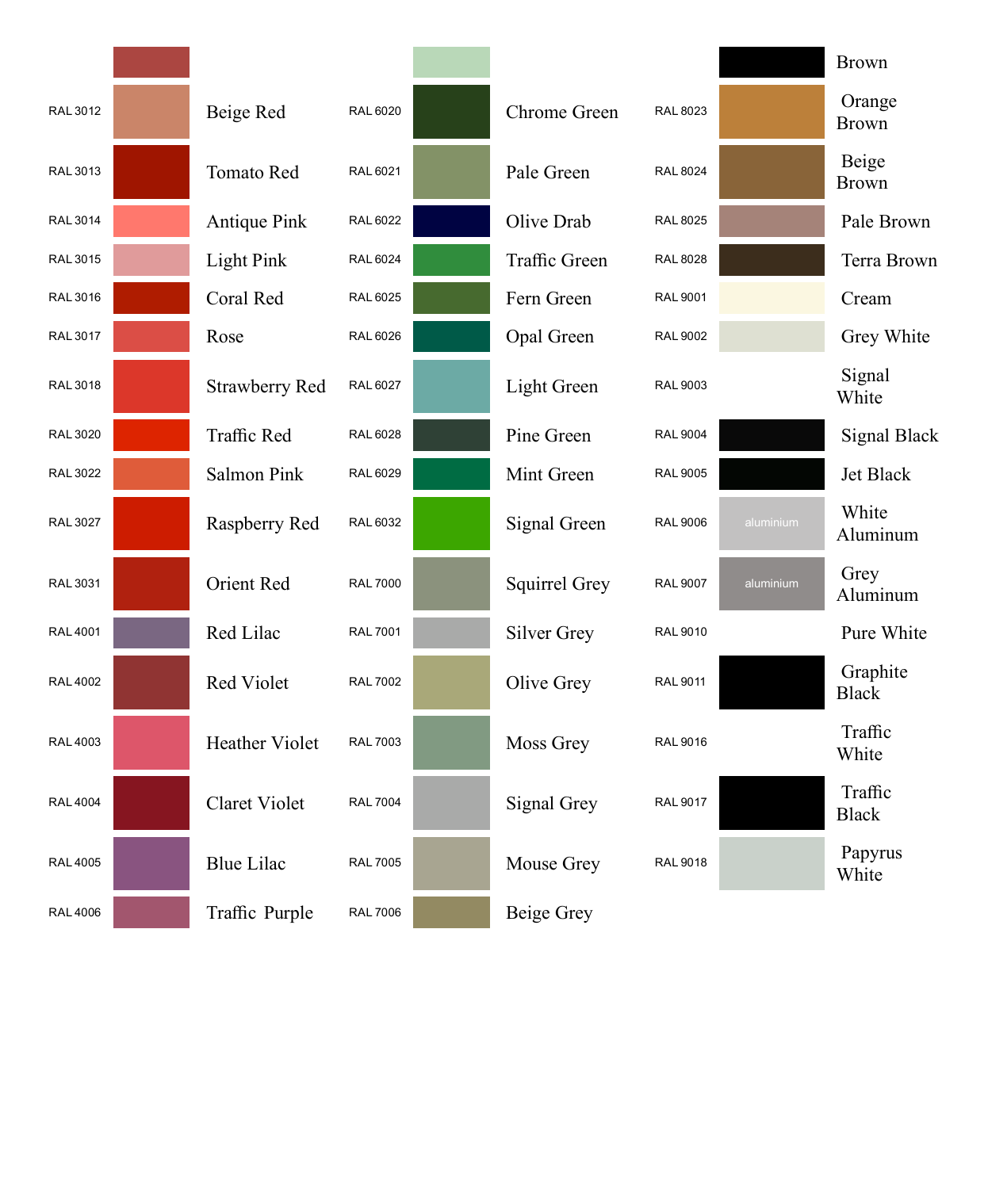| | | | | | | | | |
|---|---|---|---|---|---|---|---|---|
| | | | | | | | | Brown |
| RAL 3012 | | Beige Red | RAL 6020 | | Chrome Green | RAL 8023 | | Orange Brown |
| RAL 3013 | | Tomato Red | RAL 6021 | | Pale Green | RAL 8024 | | Beige Brown |
| RAL 3014 | | Antique Pink | RAL 6022 | | Olive Drab | RAL 8025 | | Pale Brown |
| RAL 3015 | | Light Pink | RAL 6024 | | Traffic Green | RAL 8028 | | Terra Brown |
| RAL 3016 | | Coral Red | RAL 6025 | | Fern Green | RAL 9001 | | Cream |
| RAL 3017 | | Rose | RAL 6026 | | Opal Green | RAL 9002 | | Grey White |
| RAL 3018 | | Strawberry Red | RAL 6027 | | Light Green | RAL 9003 | | Signal White |
| RAL 3020 | | Traffic Red | RAL 6028 | | Pine Green | RAL 9004 | | Signal Black |
| RAL 3022 | | Salmon Pink | RAL 6029 | | Mint Green | RAL 9005 | | Jet Black |
| RAL 3027 | | Raspberry Red | RAL 6032 | | Signal Green | RAL 9006 | aluminium | White Aluminum |
| RAL 3031 | | Orient Red | RAL 7000 | | Squirrel Grey | RAL 9007 | aluminium | Grey Aluminum |
| RAL 4001 | | Red Lilac | RAL 7001 | | Silver Grey | RAL 9010 | | Pure White |
| RAL 4002 | | Red Violet | RAL 7002 | | Olive Grey | RAL 9011 | | Graphite Black |
| RAL 4003 | | Heather Violet | RAL 7003 | | Moss Grey | RAL 9016 | | Traffic White |
| RAL 4004 | | Claret Violet | RAL 7004 | | Signal Grey | RAL 9017 | | Traffic Black |
| RAL 4005 | | Blue Lilac | RAL 7005 | | Mouse Grey | RAL 9018 | | Papyrus White |
| RAL 4006 | | Traffic Purple | RAL 7006 | | Beige Grey | | | |